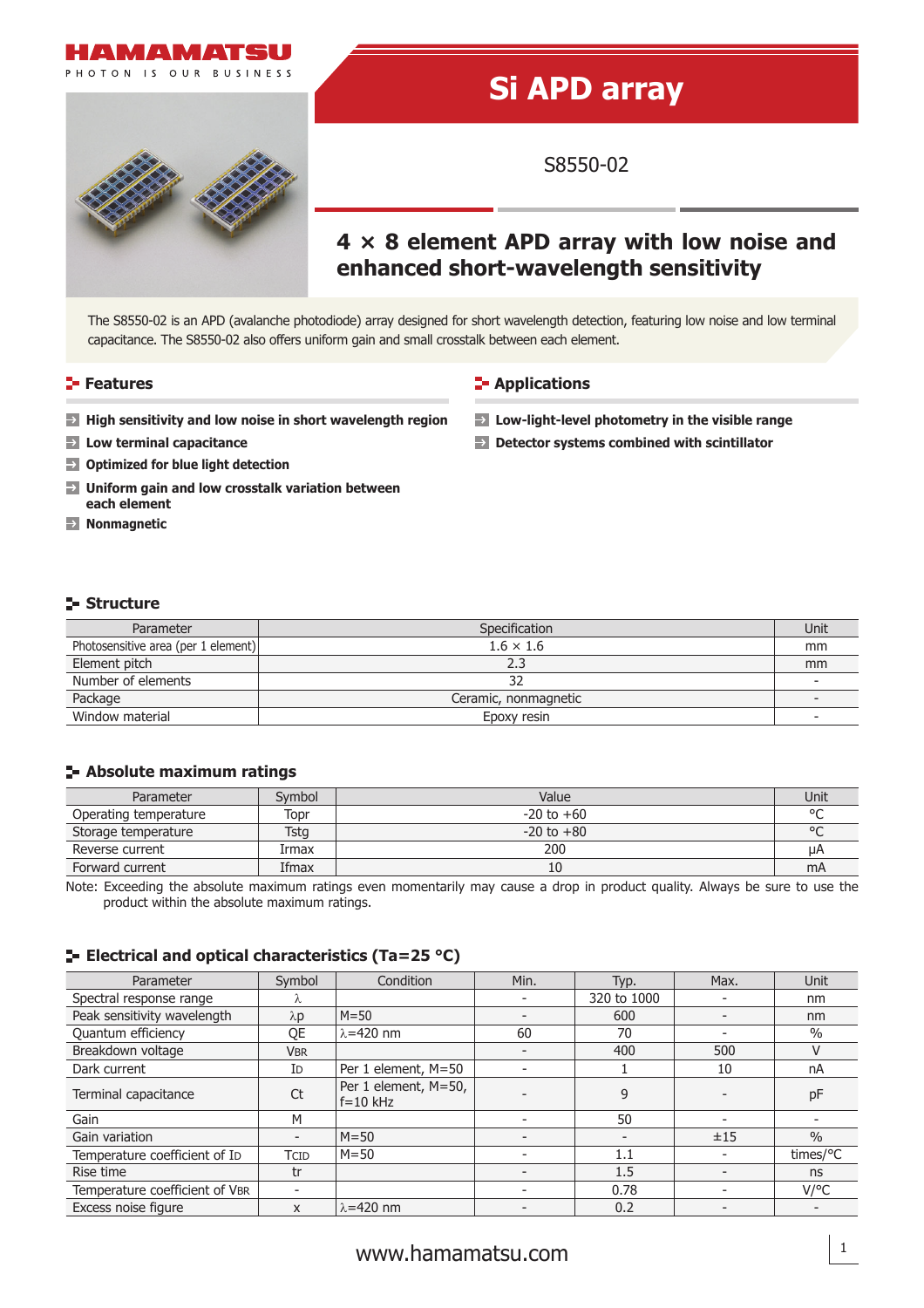# Si APD array

S8550-02

## 4 × 8 element APD array with low noise and enhanced short-wavelength sensitivity

The S8550-02 is an APD (avalanche photodiode) array designed for short wavelength detection, featuring low noise and low terminal capacitance. The S8550-02 also offers uniform gain and small crosstalk between each element.

## Features

- **High sensitivity and low noise in short wavelength region**
- **Low terminal capacitance**
- **Optimized for blue light detection**
- **Uniform gain and low crosstalk variation between each element**
- **Nonmagnetic**

## Applications

- **Low-light-level photometry in the visible range**
- **Detector systems combined with scintillator**

## Structure

| Parameter | Specification | Unit |
|---|---|---|
| Photosensitive area (per 1 element) | 1.6 × 1.6 | mm |
| Element pitch | 2.3 | mm |
| Number of elements | 32 | - |
| Package | Ceramic, nonmagnetic | - |
| Window material | Epoxy resin | - |

## Absolute maximum ratings

| Parameter | Symbol | Value | Unit |
|---|---|---|---|
| Operating temperature | Topr | -20 to +60 | °C |
| Storage temperature | Tstg | -20 to +80 | °C |
| Reverse current | Irmax | 200 | µA |
| Forward current | Ifmax | 10 | mA |

Note: Exceeding the absolute maximum ratings even momentarily may cause a drop in product quality. Always be sure to use the product within the absolute maximum ratings.

## Electrical and optical characteristics (Ta=25 °C)

| Parameter | Symbol | Condition | Min. | Typ. | Max. | Unit |
|---|---|---|---|---|---|---|
| Spectral response range | λ | | - | 320 to 1000 | - | nm |
| Peak sensitivity wavelength | λp | M=50 | - | 600 | - | nm |
| Quantum efficiency | QE | λ=420 nm | 60 | 70 | - | % |
| Breakdown voltage | $V_{BR}$ | | - | 400 | 500 | V |
| Dark current | $I_D$ | Per 1 element, M=50 | - | 1 | 10 | nA |
| Terminal capacitance | Ct | Per 1 element, M=50, f=10 kHz | - | 9 | - | pF |
| Gain | M | | - | 50 | - | - |
| Gain variation | - | M=50 | - | - | ±15 | % |
| Temperature coefficient of $I_D$ | $T_{CID}$ | M=50 | - | 1.1 | - | times/°C |
| Rise time | tr | | - | 1.5 | - | ns |
| Temperature coefficient of $V_{BR}$ | - | | - | 0.78 | - | V/°C |
| Excess noise figure | x | λ=420 nm | - | 0.2 | - | - |

www.hamamatsu.com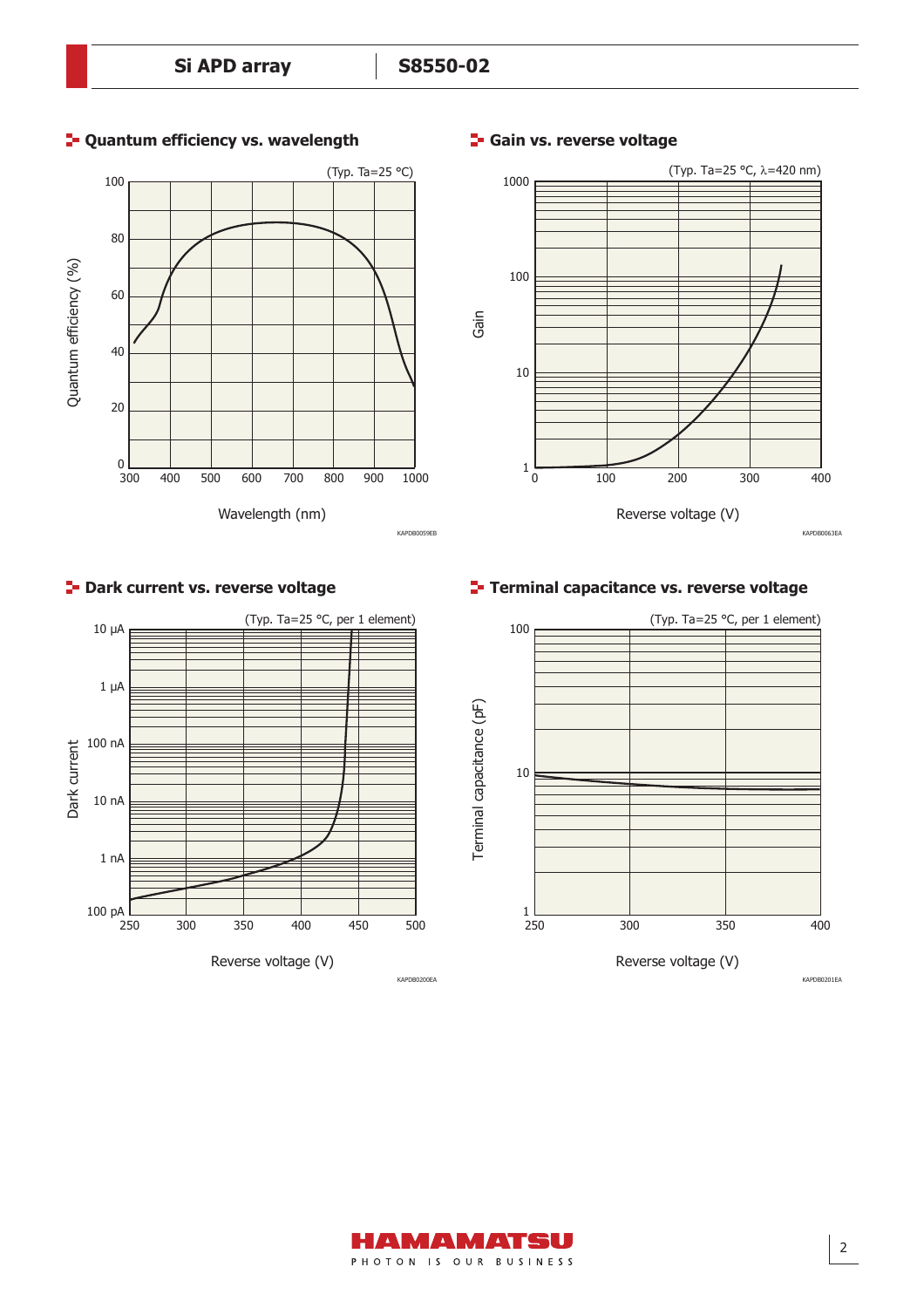## Quantum efficiency vs. wavelength

(Typ. Ta=25 °C)

Quantum efficiency (%)

Wavelength (nm)

KAPDB0059EB

## Gain vs. reverse voltage

(Typ. Ta=25 °C, λ=420 nm)

Gain

Reverse voltage (V)

KAPDB0063EA

## Dark current vs. reverse voltage

(Typ. Ta=25 °C, per 1 element)

Dark current

Reverse voltage (V)

KAPDB0200EA

## Terminal capacitance vs. reverse voltage

(Typ. Ta=25 °C, per 1 element)

Terminal capacitance (pF)

Reverse voltage (V)

KAPDB0201EA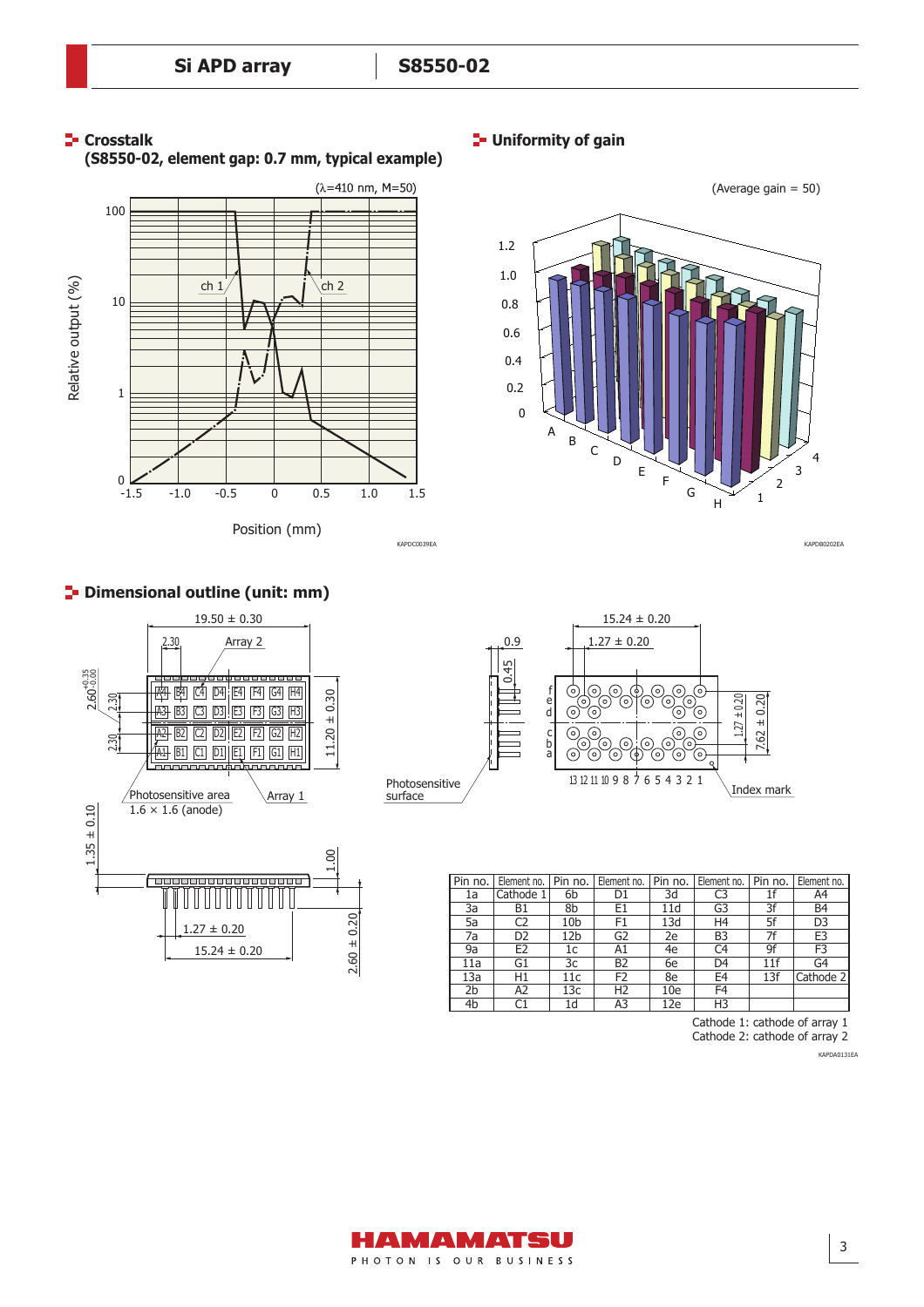## Crosstalk

**(S8550-02, element gap: 0.7 mm, typical example)**

(λ=410 nm, M=50)

KAPDC0039EA

## Uniformity of gain

(Average gain = 50)

KAPDB0202EA

## Dimensional outline (unit: mm)

| Pin no. | Element no. | Pin no. | Element no. | Pin no. | Element no. | Pin no. | Element no. |
|---|---|---|---|---|---|---|---|
| 1a | Cathode 1 | 6b | D1 | 3d | C3 | 1f | A4 |
| 3a | B1 | 8b | E1 | 11d | G3 | 3f | B4 |
| 5a | C2 | 10b | F1 | 13d | H4 | 5f | D3 |
| 7a | D2 | 12b | G2 | 2e | B3 | 7f | E3 |
| 9a | E2 | 1c | A1 | 4e | C4 | 9f | F3 |
| 11a | G1 | 3c | B2 | 6e | D4 | 11f | G4 |
| 13a | H1 | 11c | F2 | 8e | E4 | 13f | Cathode 2 |
| 2b | A2 | 13c | H2 | 10e | F4 | | |
| 4b | C1 | 1d | A3 | 12e | H3 | | |

Cathode 1: cathode of array 1
Cathode 2: cathode of array 2

KAPDA0131EA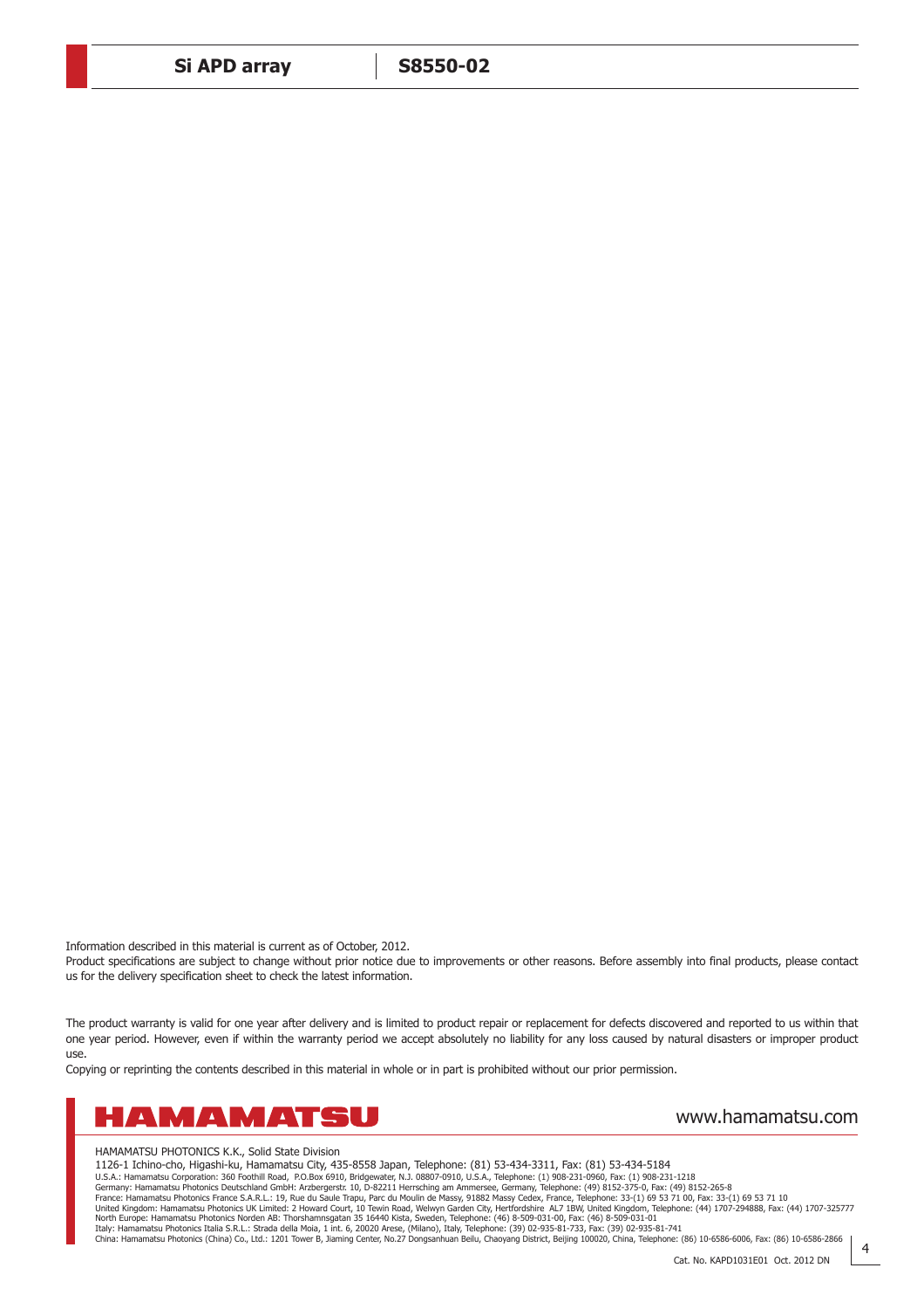Information described in this material is current as of October, 2012.

Product specifications are subject to change without prior notice due to improvements or other reasons. Before assembly into final products, please contact us for the delivery specification sheet to check the latest information.

The product warranty is valid for one year after delivery and is limited to product repair or replacement for defects discovered and reported to us within that one year period. However, even if within the warranty period we accept absolutely no liability for any loss caused by natural disasters or improper product use.

Copying or reprinting the contents described in this material in whole or in part is prohibited without our prior permission.

**HAMAMATSU**

www.hamamatsu.com

HAMAMATSU PHOTONICS K.K., Solid State Division

1126-1 Ichino-cho, Higashi-ku, Hamamatsu City, 435-8558 Japan, Telephone: (81) 53-434-3311, Fax: (81) 53-434-5184

U.S.A.: Hamamatsu Corporation: 360 Foothill Road, P.O.Box 6910, Bridgewater, N.J. 08807-0910, U.S.A., Telephone: (1) 908-231-0960, Fax: (1) 908-231-1218

Germany: Hamamatsu Photonics Deutschland GmbH: Arzbergerstr. 10, D-82211 Herrsching am Ammersee, Germany, Telephone: (49) 8152-375-0, Fax: (49) 8152-265-8

France: Hamamatsu Photonics France S.A.R.L.: 19, Rue du Saule Trapu, Parc du Moulin de Massy, 91882 Massy Cedex, France, Telephone: 33-(1) 69 53 71 00, Fax: 33-(1) 69 53 71 10

United Kingdom: Hamamatsu Photonics UK Limited: 2 Howard Court, 10 Tewin Road, Welwyn Garden City, Hertfordshire AL7 1BW, United Kingdom, Telephone: (44) 1707-294888, Fax: (44) 1707-325777

North Europe: Hamamatsu Photonics Norden AB: Thorshamnsgatan 35 16440 Kista, Sweden, Telephone: (46) 8-509-031-00, Fax: (46) 8-509-031-01

Italy: Hamamatsu Photonics Italia S.R.L.: Strada della Moia, 1 int. 6, 20020 Arese, (Milano), Italy, Telephone: (39) 02-935-81-733, Fax: (39) 02-935-81-741

China: Hamamatsu Photonics (China) Co., Ltd.: 1201 Tower B, Jiaming Center, No.27 Dongsanhuan Beilu, Chaoyang District, Beijing 100020, China, Telephone: (86) 10-6586-6006, Fax: (86) 10-6586-2866

Cat. No. KAPD1031E01 Oct. 2012 DN